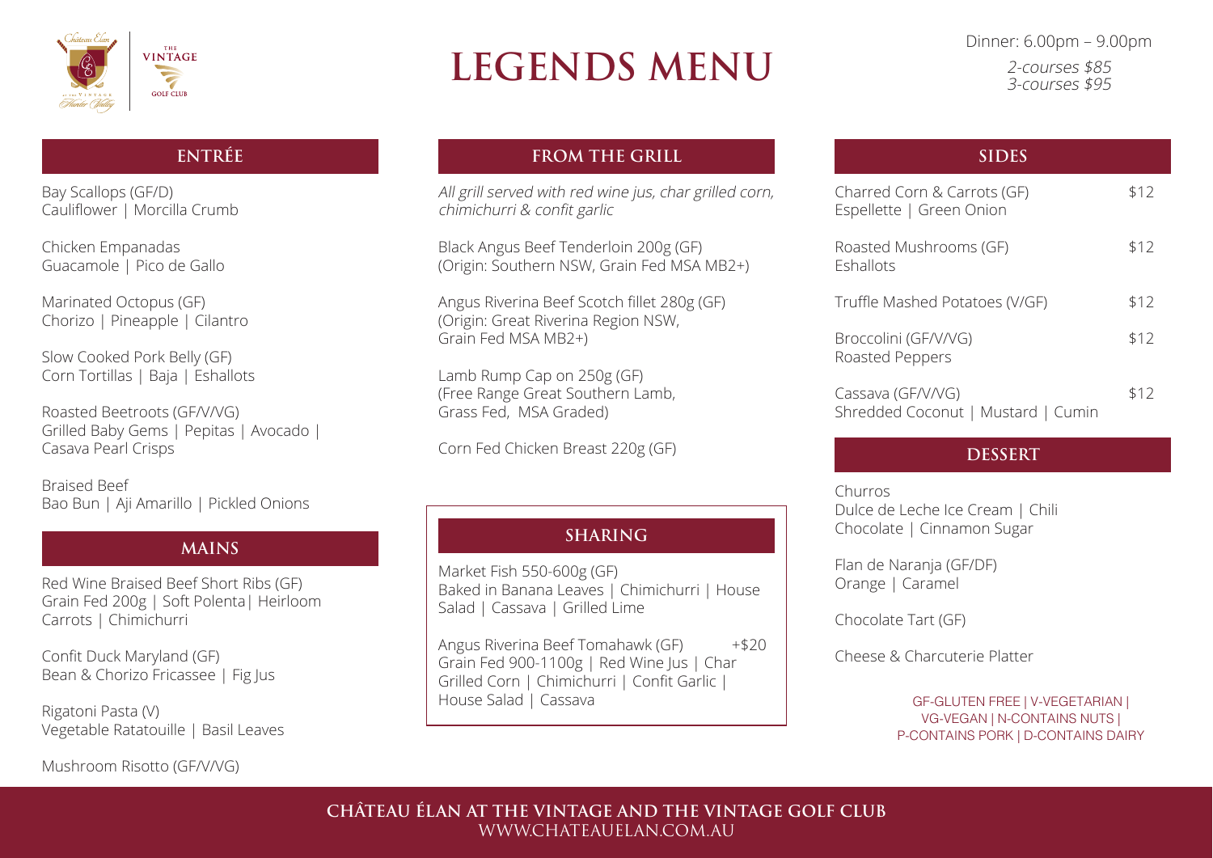# LEGENDS MENU

Dinner: 6.00pm – 9.00pm

*2-courses $85*
*3-courses $95*

## ENTRÉE

Bay Scallops (GF/D)
Cauliflower | Morcilla Crumb

Chicken Empanadas
Guacamole | Pico de Gallo

Marinated Octopus (GF)
Chorizo | Pineapple | Cilantro

Slow Cooked Pork Belly (GF)
Corn Tortillas | Baja | Eshallots

Roasted Beetroots (GF/V/VG)
Grilled Baby Gems | Pepitas | Avocado | Casava Pearl Crisps

Braised Beef
Bao Bun | Aji Amarillo | Pickled Onions

## MAINS

Red Wine Braised Beef Short Ribs (GF)
Grain Fed 200g | Soft Polenta| Heirloom Carrots | Chimichurri

Confit Duck Maryland (GF)
Bean & Chorizo Fricassee | Fig Jus

Rigatoni Pasta (V)
Vegetable Ratatouille | Basil Leaves

Mushroom Risotto (GF/V/VG)

## FROM THE GRILL

*All grill served with red wine jus, char grilled corn, chimichurri & confit garlic*

Black Angus Beef Tenderloin 200g (GF)
(Origin: Southern NSW, Grain Fed MSA MB2+)

Angus Riverina Beef Scotch fillet 280g (GF)
(Origin: Great Riverina Region NSW, Grain Fed MSA MB2+)

Lamb Rump Cap on 250g (GF)
(Free Range Great Southern Lamb, Grass Fed, MSA Graded)

Corn Fed Chicken Breast 220g (GF)

## SHARING

Market Fish 550-600g (GF)
Baked in Banana Leaves | Chimichurri | House Salad | Cassava | Grilled Lime

Angus Riverina Beef Tomahawk (GF) +$20
Grain Fed 900-1100g | Red Wine Jus | Char Grilled Corn | Chimichurri | Confit Garlic | House Salad | Cassava

## SIDES

Charred Corn & Carrots (GF) $12
Espellette | Green Onion

Roasted Mushrooms (GF) $12
Eshallots

Truffle Mashed Potatoes (V/GF) $12

Broccolini (GF/V/VG) $12
Roasted Peppers

Cassava (GF/V/VG) $12
Shredded Coconut | Mustard | Cumin

## DESSERT

Churros
Dulce de Leche Ice Cream | Chili Chocolate | Cinnamon Sugar

Flan de Naranja (GF/DF)
Orange | Caramel

Chocolate Tart (GF)

Cheese & Charcuterie Platter

GF-GLUTEN FREE | V-VEGETARIAN | VG-VEGAN | N-CONTAINS NUTS | P-CONTAINS PORK | D-CONTAINS DAIRY

**CHÂTEAU ÉLAN AT THE VINTAGE AND THE VINTAGE GOLF CLUB**
WWW.CHATEAUELAN.COM.AU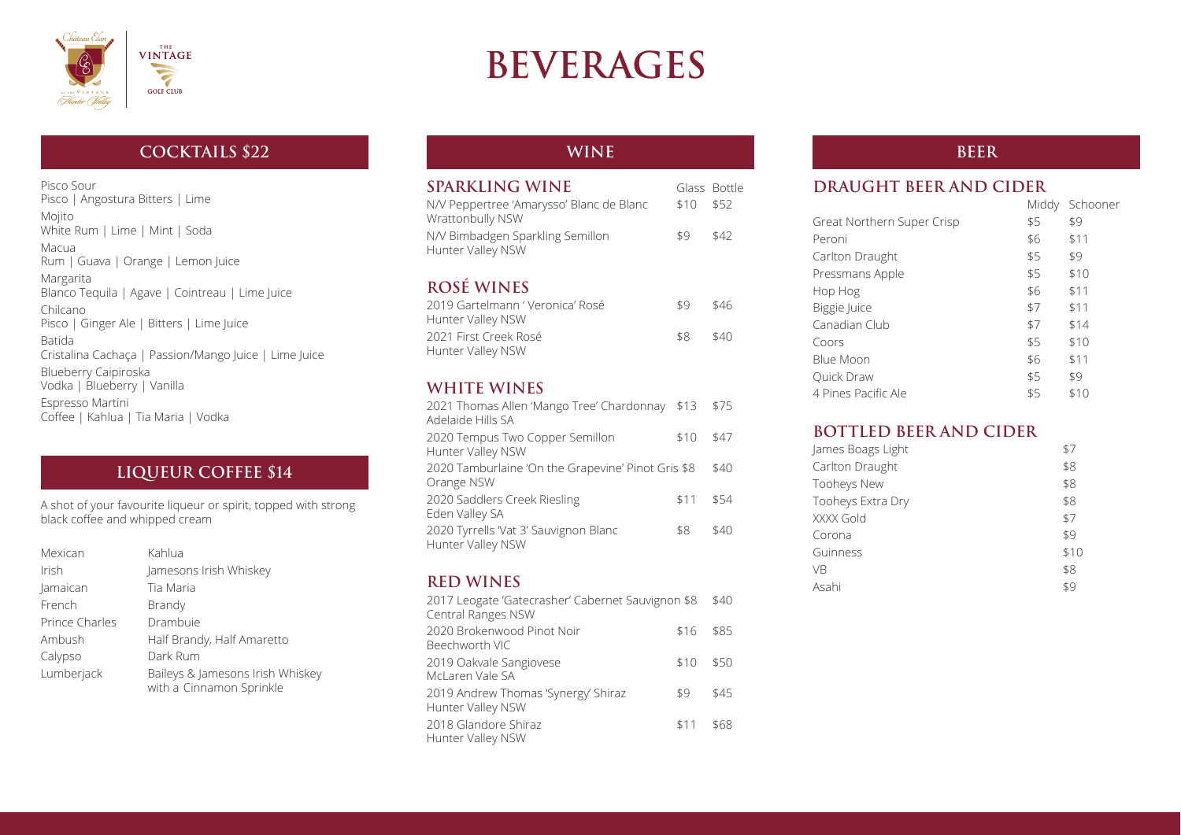# BEVERAGES

## COCKTAILS $22

Pisco Sour
Pisco | Angostura Bitters | Lime

Mojito
White Rum | Lime | Mint | Soda

Macua
Rum | Guava | Orange | Lemon Juice

Margarita
Blanco Tequila | Agave | Cointreau | Lime Juice

Chilcano
Pisco | Ginger Ale | Bitters | Lime Juice

Batida
Cristalina Cachaça | Passion/Mango Juice | Lime Juice

Blueberry Caipiroska
Vodka | Blueberry | Vanilla

Espresso Martini
Coffee | Kahlua | Tia Maria | Vodka

## LIQUEUR COFFEE $14

A shot of your favourite liqueur or spirit, topped with strong black coffee and whipped cream

| | |
|---|---|
| Mexican | Kahlua |
| Irish | Jamesons Irish Whiskey |
| Jamaican | Tia Maria |
| French | Brandy |
| Prince Charles | Drambuie |
| Ambush | Half Brandy, Half Amaretto |
| Calypso | Dark Rum |
| Lumberjack | Baileys & Jamesons Irish Whiskey with a Cinnamon Sprinkle |

## WINE

### SPARKLING WINE

| | Glass | Bottle |
|---|---|---|
| N/V Peppertree 'Amarysso' Blanc de Blanc<br>Wrattonbully NSW | $10 | $52 |
| N/V Bimbadgen Sparkling Semillon<br>Hunter Valley NSW | $9 | $42 |

### ROSÉ WINES

| | | |
|---|---|---|
| 2019 Gartelmann ' Veronica' Rosé<br>Hunter Valley NSW | $9 | $46 |
| 2021 First Creek Rosé<br>Hunter Valley NSW | $8 | $40 |

### WHITE WINES

| | | |
|---|---|---|
| 2021 Thomas Allen 'Mango Tree' Chardonnay<br>Adelaide Hills SA | $13 | $75 |
| 2020 Tempus Two Copper Semillon<br>Hunter Valley NSW | $10 | $47 |
| 2020 Tamburlaine 'On the Grapevine' Pinot Gris<br>Orange NSW | $8 | $40 |
| 2020 Saddlers Creek Riesling<br>Eden Valley SA | $11 | $54 |
| 2020 Tyrrells 'Vat 3' Sauvignon Blanc<br>Hunter Valley NSW | $8 | $40 |

### RED WINES

| | | |
|---|---|---|
| 2017 Leogate 'Gatecrasher' Cabernet Sauvignon<br>Central Ranges NSW | $8 | $40 |
| 2020 Brokenwood Pinot Noir<br>Beechworth VIC | $16 | $85 |
| 2019 Oakvale Sangiovese<br>McLaren Vale SA | $10 | $50 |
| 2019 Andrew Thomas 'Synergy' Shiraz<br>Hunter Valley NSW | $9 | $45 |
| 2018 Glandore Shiraz<br>Hunter Valley NSW | $11 | $68 |

## BEER

### DRAUGHT BEER AND CIDER

| | Middy | Schooner |
|---|---|---|
| Great Northern Super Crisp | $5 | $9 |
| Peroni | $6 | $11 |
| Carlton Draught | $5 | $9 |
| Pressmans Apple | $5 | $10 |
| Hop Hog | $6 | $11 |
| Biggie Juice | $7 | $11 |
| Canadian Club | $7 | $14 |
| Coors | $5 | $10 |
| Blue Moon | $6 | $11 |
| Quick Draw | $5 | $9 |
| 4 Pines Pacific Ale | $5 | $10 |

### BOTTLED BEER AND CIDER

| | |
|---|---|
| James Boags Light | $7 |
| Carlton Draught | $8 |
| Tooheys New | $8 |
| Tooheys Extra Dry | $8 |
| XXXX Gold | $7 |
| Corona | $9 |
| Guinness | $10 |
| VB | $8 |
| Asahi | $9 |